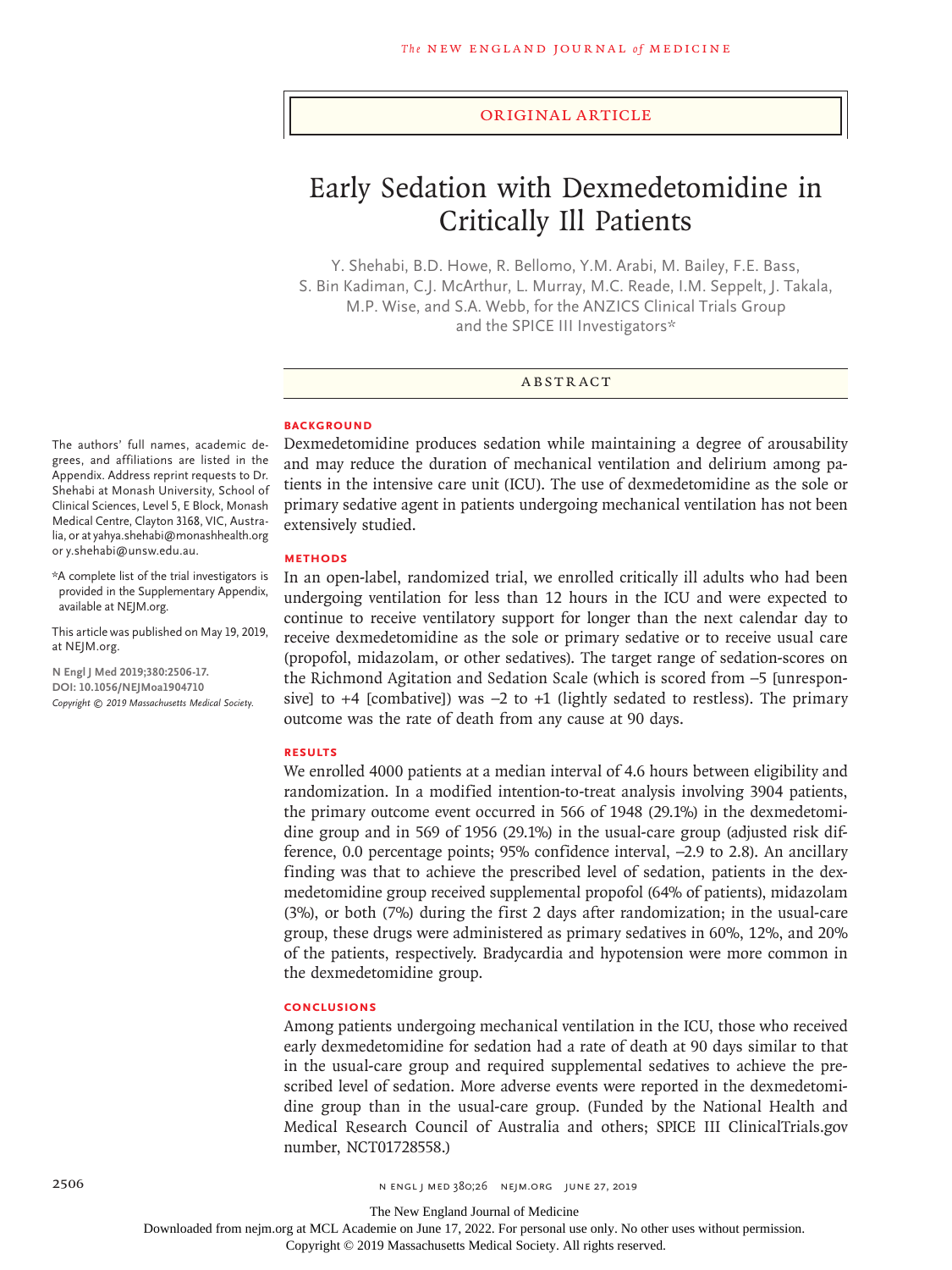ORIGINAL ARTICLE

# Early Sedation with Dexmedetomidine in Critically Ill Patients

Y. Shehabi, B.D. Howe, R. Bellomo, Y.M. Arabi, M. Bailey, F.E. Bass, S. Bin Kadiman, C.J. McArthur, L. Murray, M.C. Reade, I.M. Seppelt, J. Takala, M.P. Wise, and S.A. Webb, for the ANZICS Clinical Trials Group and the SPICE III Investigators*

The authors' full names, academic degrees, and affiliations are listed in the Appendix. Address reprint requests to Dr. Shehabi at Monash University, School of Clinical Sciences, Level 5, E Block, Monash Medical Centre, Clayton 3168, VIC, Australia, or at yahya.shehabi@monashhealth.org or y.shehabi@unsw.edu.au.

*A complete list of the trial investigators is provided in the Supplementary Appendix, available at NEJM.org.

This article was published on May 19, 2019, at NEJM.org.

N Engl J Med 2019;380:2506-17.
DOI: 10.1056/NEJMoa1904710
Copyright © 2019 Massachusetts Medical Society.

## ABSTRACT

### BACKGROUND

Dexmedetomidine produces sedation while maintaining a degree of arousability and may reduce the duration of mechanical ventilation and delirium among patients in the intensive care unit (ICU). The use of dexmedetomidine as the sole or primary sedative agent in patients undergoing mechanical ventilation has not been extensively studied.

### METHODS

In an open-label, randomized trial, we enrolled critically ill adults who had been undergoing ventilation for less than 12 hours in the ICU and were expected to continue to receive ventilatory support for longer than the next calendar day to receive dexmedetomidine as the sole or primary sedative or to receive usual care (propofol, midazolam, or other sedatives). The target range of sedation-scores on the Richmond Agitation and Sedation Scale (which is scored from −5 [unresponsive] to +4 [combative]) was −2 to +1 (lightly sedated to restless). The primary outcome was the rate of death from any cause at 90 days.

### RESULTS

We enrolled 4000 patients at a median interval of 4.6 hours between eligibility and randomization. In a modified intention-to-treat analysis involving 3904 patients, the primary outcome event occurred in 566 of 1948 (29.1%) in the dexmedetomidine group and in 569 of 1956 (29.1%) in the usual-care group (adjusted risk difference, 0.0 percentage points; 95% confidence interval, −2.9 to 2.8). An ancillary finding was that to achieve the prescribed level of sedation, patients in the dexmedetomidine group received supplemental propofol (64% of patients), midazolam (3%), or both (7%) during the first 2 days after randomization; in the usual-care group, these drugs were administered as primary sedatives in 60%, 12%, and 20% of the patients, respectively. Bradycardia and hypotension were more common in the dexmedetomidine group.

### CONCLUSIONS

Among patients undergoing mechanical ventilation in the ICU, those who received early dexmedetomidine for sedation had a rate of death at 90 days similar to that in the usual-care group and required supplemental sedatives to achieve the prescribed level of sedation. More adverse events were reported in the dexmedetomidine group than in the usual-care group. (Funded by the National Health and Medical Research Council of Australia and others; SPICE III ClinicalTrials.gov number, NCT01728558.)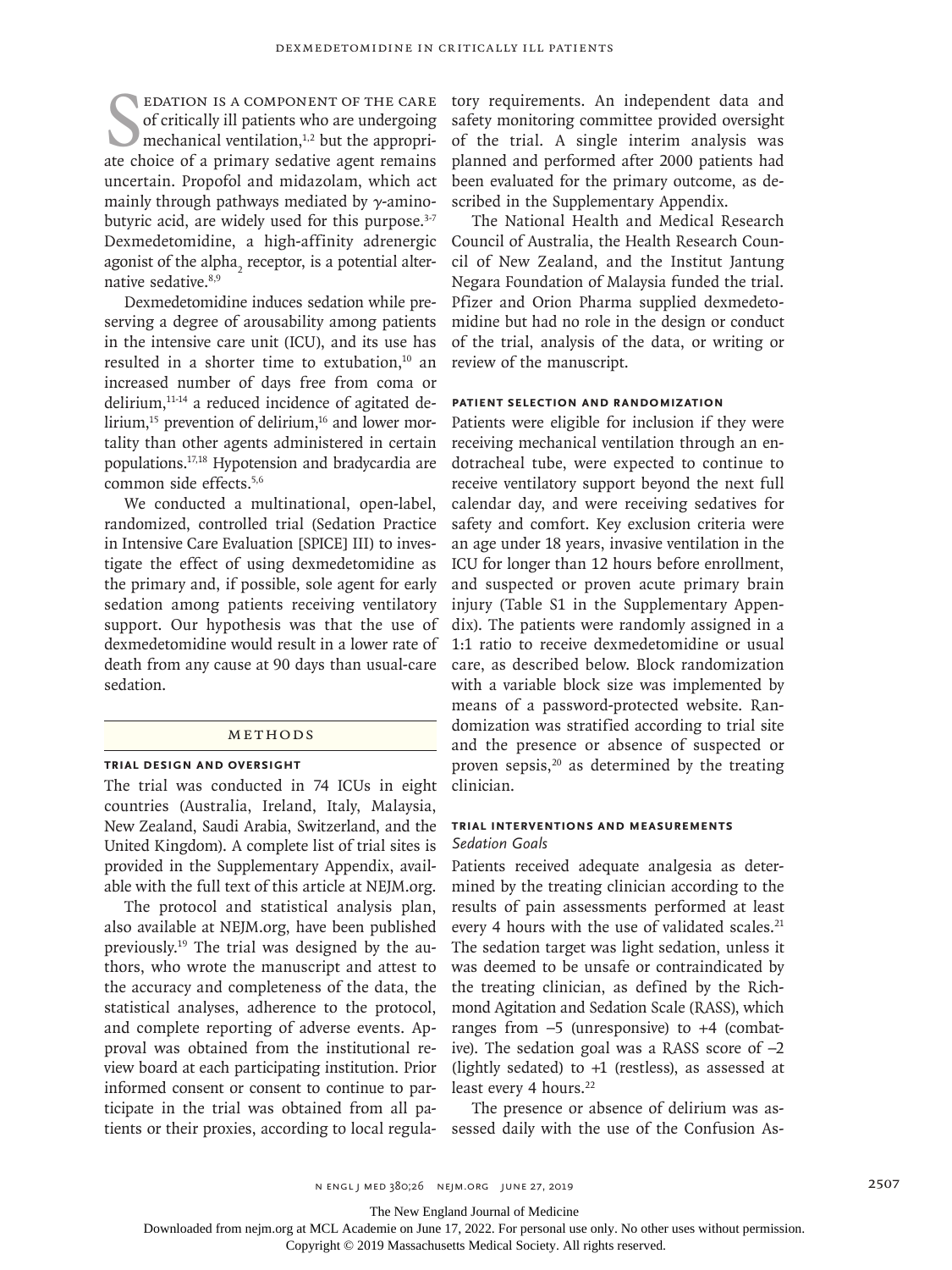Sedation is a component of the care of critically ill patients who are undergoing mechanical ventilation,[1,2] but the appropriate choice of a primary sedative agent remains uncertain. Propofol and midazolam, which act mainly through pathways mediated by γ-aminobutyric acid, are widely used for this purpose.[3-7] Dexmedetomidine, a high-affinity adrenergic agonist of the $alpha_2$ receptor, is a potential alternative sedative.[8,9]

Dexmedetomidine induces sedation while preserving a degree of arousability among patients in the intensive care unit (ICU), and its use has resulted in a shorter time to extubation,[10] an increased number of days free from coma or delirium,[11-14] a reduced incidence of agitated delirium,[15] prevention of delirium,[16] and lower mortality than other agents administered in certain populations.[17,18] Hypotension and bradycardia are common side effects.[5,6]

We conducted a multinational, open-label, randomized, controlled trial (Sedation Practice in Intensive Care Evaluation [SPICE] III) to investigate the effect of using dexmedetomidine as the primary and, if possible, sole agent for early sedation among patients receiving ventilatory support. Our hypothesis was that the use of dexmedetomidine would result in a lower rate of death from any cause at 90 days than usual-care sedation.

## Methods

### Trial Design and Oversight

The trial was conducted in 74 ICUs in eight countries (Australia, Ireland, Italy, Malaysia, New Zealand, Saudi Arabia, Switzerland, and the United Kingdom). A complete list of trial sites is provided in the Supplementary Appendix, available with the full text of this article at NEJM.org.

The protocol and statistical analysis plan, also available at NEJM.org, have been published previously.[19] The trial was designed by the authors, who wrote the manuscript and attest to the accuracy and completeness of the data, the statistical analyses, adherence to the protocol, and complete reporting of adverse events. Approval was obtained from the institutional review board at each participating institution. Prior informed consent or consent to continue to participate in the trial was obtained from all patients or their proxies, according to local regulatory requirements. An independent data and safety monitoring committee provided oversight of the trial. A single interim analysis was planned and performed after 2000 patients had been evaluated for the primary outcome, as described in the Supplementary Appendix.

The National Health and Medical Research Council of Australia, the Health Research Council of New Zealand, and the Institut Jantung Negara Foundation of Malaysia funded the trial. Pfizer and Orion Pharma supplied dexmedetomidine but had no role in the design or conduct of the trial, analysis of the data, or writing or review of the manuscript.

### Patient Selection and Randomization

Patients were eligible for inclusion if they were receiving mechanical ventilation through an endotracheal tube, were expected to continue to receive ventilatory support beyond the next full calendar day, and were receiving sedatives for safety and comfort. Key exclusion criteria were an age under 18 years, invasive ventilation in the ICU for longer than 12 hours before enrollment, and suspected or proven acute primary brain injury (Table S1 in the Supplementary Appendix). The patients were randomly assigned in a 1:1 ratio to receive dexmedetomidine or usual care, as described below. Block randomization with a variable block size was implemented by means of a password-protected website. Randomization was stratified according to trial site and the presence or absence of suspected or proven sepsis,[20] as determined by the treating clinician.

### Trial Interventions and Measurements

*Sedation Goals*

Patients received adequate analgesia as determined by the treating clinician according to the results of pain assessments performed at least every 4 hours with the use of validated scales.[21] The sedation target was light sedation, unless it was deemed to be unsafe or contraindicated by the treating clinician, as defined by the Richmond Agitation and Sedation Scale (RASS), which ranges from −5 (unresponsive) to +4 (combative). The sedation goal was a RASS score of −2 (lightly sedated) to +1 (restless), as assessed at least every 4 hours.[22]

The presence or absence of delirium was assessed daily with the use of the Confusion As-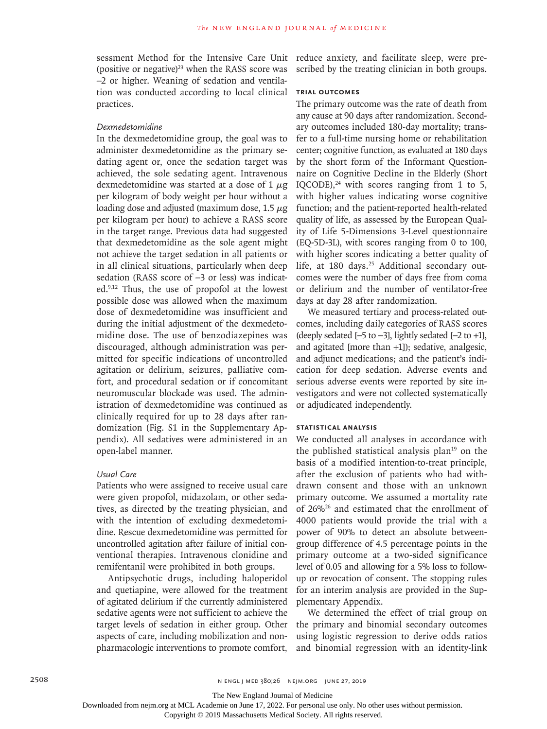sessment Method for the Intensive Care Unit (positive or negative)[23] when the RASS score was −2 or higher. Weaning of sedation and ventilation was conducted according to local clinical practices.

#### *Dexmedetomidine*

In the dexmedetomidine group, the goal was to administer dexmedetomidine as the primary sedating agent or, once the sedation target was achieved, the sole sedating agent. Intravenous dexmedetomidine was started at a dose of 1 μg per kilogram of body weight per hour without a loading dose and adjusted (maximum dose, 1.5 μg per kilogram per hour) to achieve a RASS score in the target range. Previous data had suggested that dexmedetomidine as the sole agent might not achieve the target sedation in all patients or in all clinical situations, particularly when deep sedation (RASS score of −3 or less) was indicated.[9,12] Thus, the use of propofol at the lowest possible dose was allowed when the maximum dose of dexmedetomidine was insufficient and during the initial adjustment of the dexmedetomidine dose. The use of benzodiazepines was discouraged, although administration was permitted for specific indications of uncontrolled agitation or delirium, seizures, palliative comfort, and procedural sedation or if concomitant neuromuscular blockade was used. The administration of dexmedetomidine was continued as clinically required for up to 28 days after randomization (Fig. S1 in the Supplementary Appendix). All sedatives were administered in an open-label manner.

#### *Usual Care*

Patients who were assigned to receive usual care were given propofol, midazolam, or other sedatives, as directed by the treating physician, and with the intention of excluding dexmedetomidine. Rescue dexmedetomidine was permitted for uncontrolled agitation after failure of initial conventional therapies. Intravenous clonidine and remifentanil were prohibited in both groups.

Antipsychotic drugs, including haloperidol and quetiapine, were allowed for the treatment of agitated delirium if the currently administered sedative agents were not sufficient to achieve the target levels of sedation in either group. Other aspects of care, including mobilization and nonpharmacologic interventions to promote comfort, reduce anxiety, and facilitate sleep, were prescribed by the treating clinician in both groups.

### TRIAL OUTCOMES

The primary outcome was the rate of death from any cause at 90 days after randomization. Secondary outcomes included 180-day mortality; transfer to a full-time nursing home or rehabilitation center; cognitive function, as evaluated at 180 days by the short form of the Informant Questionnaire on Cognitive Decline in the Elderly (Short IQCODE),[24] with scores ranging from 1 to 5, with higher values indicating worse cognitive function; and the patient-reported health-related quality of life, as assessed by the European Quality of Life 5-Dimensions 3-Level questionnaire (EQ-5D-3L), with scores ranging from 0 to 100, with higher scores indicating a better quality of life, at 180 days.[25] Additional secondary outcomes were the number of days free from coma or delirium and the number of ventilator-free days at day 28 after randomization.

We measured tertiary and process-related outcomes, including daily categories of RASS scores (deeply sedated [−5 to −3], lightly sedated [−2 to +1], and agitated [more than +1]); sedative, analgesic, and adjunct medications; and the patient's indication for deep sedation. Adverse events and serious adverse events were reported by site investigators and were not collected systematically or adjudicated independently.

### STATISTICAL ANALYSIS

We conducted all analyses in accordance with the published statistical analysis plan[19] on the basis of a modified intention-to-treat principle, after the exclusion of patients who had withdrawn consent and those with an unknown primary outcome. We assumed a mortality rate of 26%[26] and estimated that the enrollment of 4000 patients would provide the trial with a power of 90% to detect an absolute between-group difference of 4.5 percentage points in the primary outcome at a two-sided significance level of 0.05 and allowing for a 5% loss to follow-up or revocation of consent. The stopping rules for an interim analysis are provided in the Supplementary Appendix.

We determined the effect of trial group on the primary and binomial secondary outcomes using logistic regression to derive odds ratios and binomial regression with an identity-link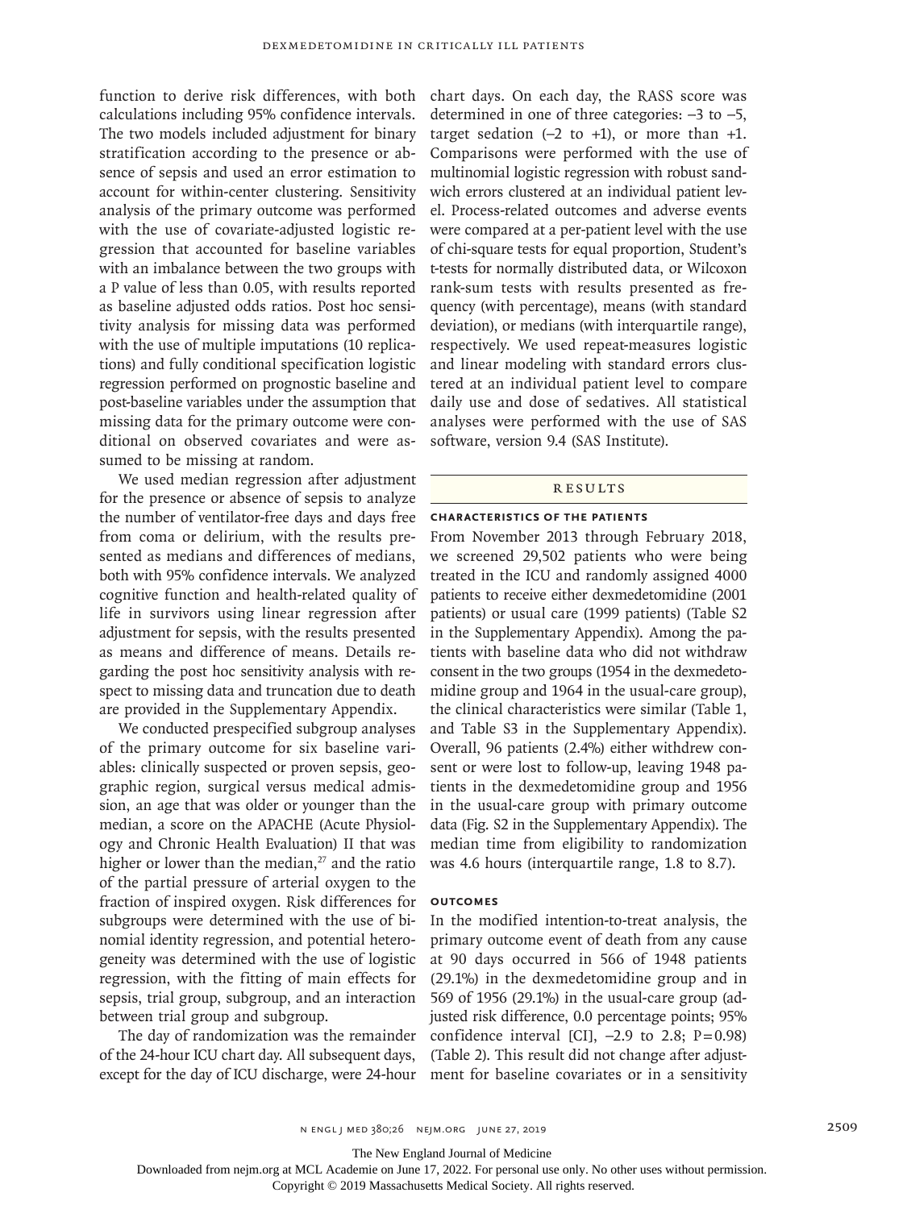function to derive risk differences, with both calculations including 95% confidence intervals. The two models included adjustment for binary stratification according to the presence or absence of sepsis and used an error estimation to account for within-center clustering. Sensitivity analysis of the primary outcome was performed with the use of covariate-adjusted logistic regression that accounted for baseline variables with an imbalance between the two groups with a P value of less than 0.05, with results reported as baseline adjusted odds ratios. Post hoc sensitivity analysis for missing data was performed with the use of multiple imputations (10 replications) and fully conditional specification logistic regression performed on prognostic baseline and post-baseline variables under the assumption that missing data for the primary outcome were conditional on observed covariates and were assumed to be missing at random.

We used median regression after adjustment for the presence or absence of sepsis to analyze the number of ventilator-free days and days free from coma or delirium, with the results presented as medians and differences of medians, both with 95% confidence intervals. We analyzed cognitive function and health-related quality of life in survivors using linear regression after adjustment for sepsis, with the results presented as means and difference of means. Details regarding the post hoc sensitivity analysis with respect to missing data and truncation due to death are provided in the Supplementary Appendix.

We conducted prespecified subgroup analyses of the primary outcome for six baseline variables: clinically suspected or proven sepsis, geographic region, surgical versus medical admission, an age that was older or younger than the median, a score on the APACHE (Acute Physiology and Chronic Health Evaluation) II that was higher or lower than the median,[27] and the ratio of the partial pressure of arterial oxygen to the fraction of inspired oxygen. Risk differences for subgroups were determined with the use of binomial identity regression, and potential heterogeneity was determined with the use of logistic regression, with the fitting of main effects for sepsis, trial group, subgroup, and an interaction between trial group and subgroup.

The day of randomization was the remainder of the 24-hour ICU chart day. All subsequent days, except for the day of ICU discharge, were 24-hour chart days. On each day, the RASS score was determined in one of three categories: −3 to −5, target sedation (−2 to +1), or more than +1. Comparisons were performed with the use of multinomial logistic regression with robust sandwich errors clustered at an individual patient level. Process-related outcomes and adverse events were compared at a per-patient level with the use of chi-square tests for equal proportion, Student's t-tests for normally distributed data, or Wilcoxon rank-sum tests with results presented as frequency (with percentage), means (with standard deviation), or medians (with interquartile range), respectively. We used repeat-measures logistic and linear modeling with standard errors clustered at an individual patient level to compare daily use and dose of sedatives. All statistical analyses were performed with the use of SAS software, version 9.4 (SAS Institute).

## Results

### Characteristics of the Patients

From November 2013 through February 2018, we screened 29,502 patients who were being treated in the ICU and randomly assigned 4000 patients to receive either dexmedetomidine (2001 patients) or usual care (1999 patients) (Table S2 in the Supplementary Appendix). Among the patients with baseline data who did not withdraw consent in the two groups (1954 in the dexmedetomidine group and 1964 in the usual-care group), the clinical characteristics were similar (Table 1, and Table S3 in the Supplementary Appendix). Overall, 96 patients (2.4%) either withdrew consent or were lost to follow-up, leaving 1948 patients in the dexmedetomidine group and 1956 in the usual-care group with primary outcome data (Fig. S2 in the Supplementary Appendix). The median time from eligibility to randomization was 4.6 hours (interquartile range, 1.8 to 8.7).

### Outcomes

In the modified intention-to-treat analysis, the primary outcome event of death from any cause at 90 days occurred in 566 of 1948 patients (29.1%) in the dexmedetomidine group and in 569 of 1956 (29.1%) in the usual-care group (adjusted risk difference, 0.0 percentage points; 95% confidence interval [CI], −2.9 to 2.8; P=0.98) (Table 2). This result did not change after adjustment for baseline covariates or in a sensitivity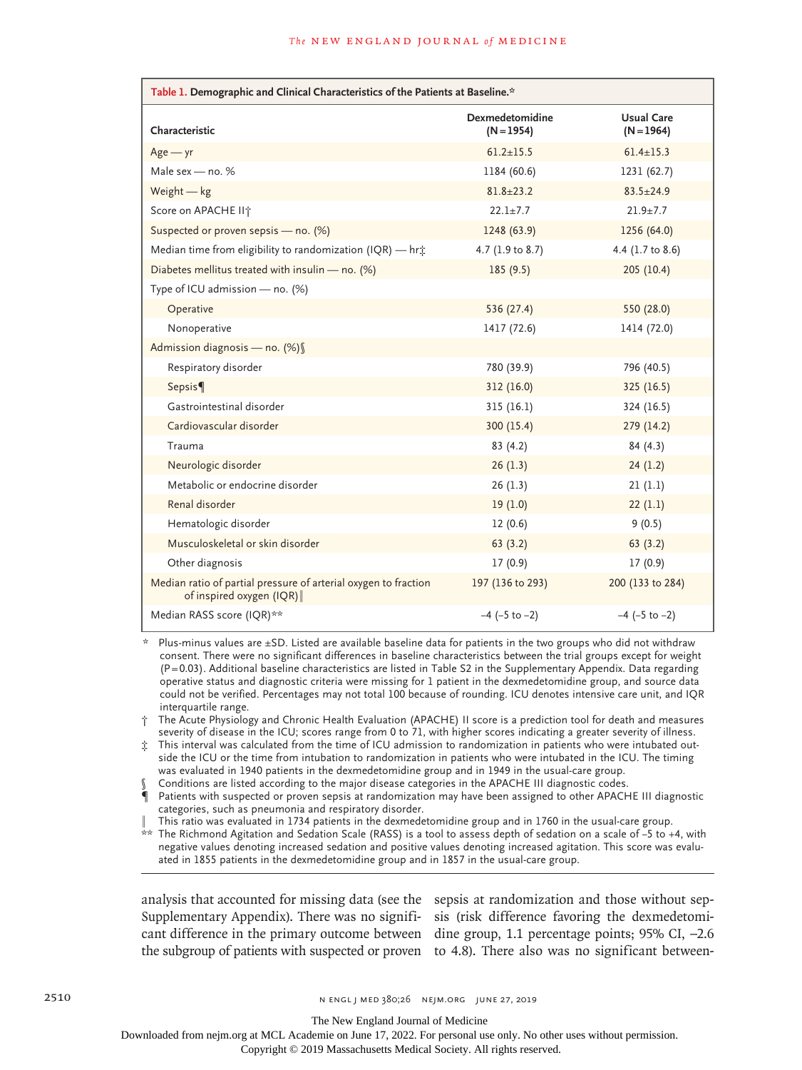**Table 1. Demographic and Clinical Characteristics of the Patients at Baseline.***

| Characteristic | Dexmedetomidine (N=1954) | Usual Care (N=1964) |
|---|---|---|
| Age — yr | 61.2±15.5 | 61.4±15.3 |
| Male sex — no. % | 1184 (60.6) | 1231 (62.7) |
| Weight — kg | 81.8±23.2 | 83.5±24.9 |
| Score on APACHE II† | 22.1±7.7 | 21.9±7.7 |
| Suspected or proven sepsis — no. (%) | 1248 (63.9) | 1256 (64.0) |
| Median time from eligibility to randomization (IQR) — hr‡ | 4.7 (1.9 to 8.7) | 4.4 (1.7 to 8.6) |
| Diabetes mellitus treated with insulin — no. (%) | 185 (9.5) | 205 (10.4) |
| Type of ICU admission — no. (%) | | |
| Operative | 536 (27.4) | 550 (28.0) |
| Nonoperative | 1417 (72.6) | 1414 (72.0) |
| Admission diagnosis — no. (%)§ | | |
| Respiratory disorder | 780 (39.9) | 796 (40.5) |
| Sepsis¶ | 312 (16.0) | 325 (16.5) |
| Gastrointestinal disorder | 315 (16.1) | 324 (16.5) |
| Cardiovascular disorder | 300 (15.4) | 279 (14.2) |
| Trauma | 83 (4.2) | 84 (4.3) |
| Neurologic disorder | 26 (1.3) | 24 (1.2) |
| Metabolic or endocrine disorder | 26 (1.3) | 21 (1.1) |
| Renal disorder | 19 (1.0) | 22 (1.1) |
| Hematologic disorder | 12 (0.6) | 9 (0.5) |
| Musculoskeletal or skin disorder | 63 (3.2) | 63 (3.2) |
| Other diagnosis | 17 (0.9) | 17 (0.9) |
| Median ratio of partial pressure of arterial oxygen to fraction of inspired oxygen (IQR)‖ | 197 (136 to 293) | 200 (133 to 284) |
| Median RASS score (IQR)** | −4 (−5 to −2) | −4 (−5 to −2) |

\* Plus-minus values are ±SD. Listed are available baseline data for patients in the two groups who did not withdraw consent. There were no significant differences in baseline characteristics between the trial groups except for weight (P=0.03). Additional baseline characteristics are listed in Table S2 in the Supplementary Appendix. Data regarding operative status and diagnostic criteria were missing for 1 patient in the dexmedetomidine group, and source data could not be verified. Percentages may not total 100 because of rounding. ICU denotes intensive care unit, and IQR interquartile range.

† The Acute Physiology and Chronic Health Evaluation (APACHE) II score is a prediction tool for death and measures severity of disease in the ICU; scores range from 0 to 71, with higher scores indicating a greater severity of illness.

‡ This interval was calculated from the time of ICU admission to randomization in patients who were intubated outside the ICU or the time from intubation to randomization in patients who were intubated in the ICU. The timing was evaluated in 1940 patients in the dexmedetomidine group and in 1949 in the usual-care group.

§ Conditions are listed according to the major disease categories in the APACHE III diagnostic codes.

¶ Patients with suspected or proven sepsis at randomization may have been assigned to other APACHE III diagnostic categories, such as pneumonia and respiratory disorder.

‖ This ratio was evaluated in 1734 patients in the dexmedetomidine group and in 1760 in the usual-care group.

** The Richmond Agitation and Sedation Scale (RASS) is a tool to assess depth of sedation on a scale of −5 to +4, with negative values denoting increased sedation and positive values denoting increased agitation. This score was evaluated in 1855 patients in the dexmedetomidine group and in 1857 in the usual-care group.

analysis that accounted for missing data (see the Supplementary Appendix). There was no significant difference in the primary outcome between the subgroup of patients with suspected or proven sepsis at randomization and those without sepsis (risk difference favoring the dexmedetomidine group, 1.1 percentage points; 95% CI, −2.6 to 4.8). There also was no significant between-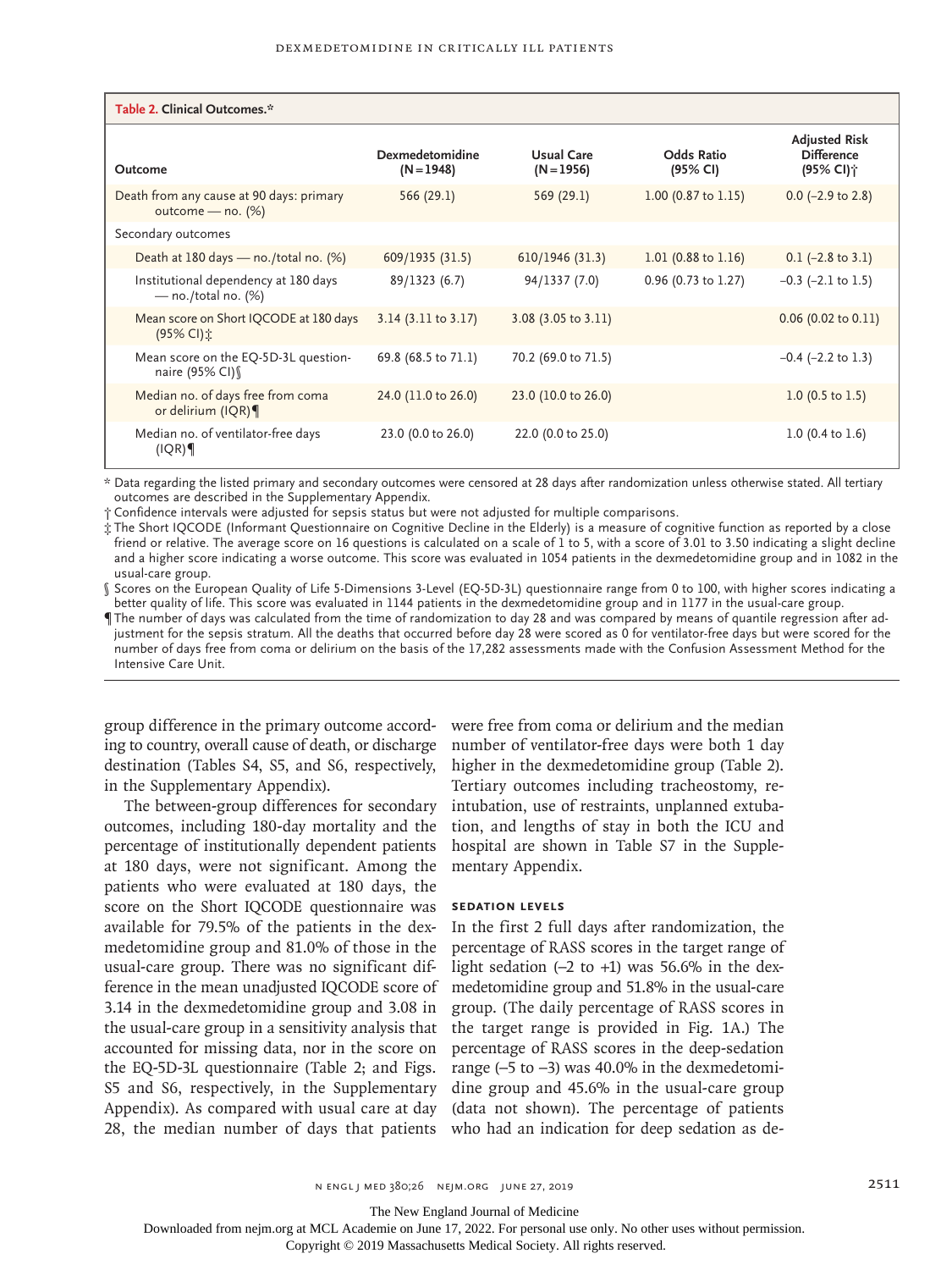**Table 2. Clinical Outcomes.***

| Outcome | Dexmedetomidine (N = 1948) | Usual Care (N = 1956) | Odds Ratio (95% CI) | Adjusted Risk Difference (95% CI)† |
| --- | --- | --- | --- | --- |
| Death from any cause at 90 days: primary outcome — no. (%) | 566 (29.1) | 569 (29.1) | 1.00 (0.87 to 1.15) | 0.0 (−2.9 to 2.8) |
| Secondary outcomes | | | | |
| Death at 180 days — no./total no. (%) | 609/1935 (31.5) | 610/1946 (31.3) | 1.01 (0.88 to 1.16) | 0.1 (−2.8 to 3.1) |
| Institutional dependency at 180 days — no./total no. (%) | 89/1323 (6.7) | 94/1337 (7.0) | 0.96 (0.73 to 1.27) | −0.3 (−2.1 to 1.5) |
| Mean score on Short IQCODE at 180 days (95% CI)‡ | 3.14 (3.11 to 3.17) | 3.08 (3.05 to 3.11) | | 0.06 (0.02 to 0.11) |
| Mean score on the EQ-5D-3L questionnaire (95% CI)§ | 69.8 (68.5 to 71.1) | 70.2 (69.0 to 71.5) | | −0.4 (−2.2 to 1.3) |
| Median no. of days free from coma or delirium (IQR)¶ | 24.0 (11.0 to 26.0) | 23.0 (10.0 to 26.0) | | 1.0 (0.5 to 1.5) |
| Median no. of ventilator-free days (IQR)¶ | 23.0 (0.0 to 26.0) | 22.0 (0.0 to 25.0) | | 1.0 (0.4 to 1.6) |

\* Data regarding the listed primary and secondary outcomes were censored at 28 days after randomization unless otherwise stated. All tertiary outcomes are described in the Supplementary Appendix.

† Confidence intervals were adjusted for sepsis status but were not adjusted for multiple comparisons.

‡ The Short IQCODE (Informant Questionnaire on Cognitive Decline in the Elderly) is a measure of cognitive function as reported by a close friend or relative. The average score on 16 questions is calculated on a scale of 1 to 5, with a score of 3.01 to 3.50 indicating a slight decline and a higher score indicating a worse outcome. This score was evaluated in 1054 patients in the dexmedetomidine group and in 1082 in the usual-care group.

§ Scores on the European Quality of Life 5-Dimensions 3-Level (EQ-5D-3L) questionnaire range from 0 to 100, with higher scores indicating a better quality of life. This score was evaluated in 1144 patients in the dexmedetomidine group and in 1177 in the usual-care group.

¶ The number of days was calculated from the time of randomization to day 28 and was compared by means of quantile regression after adjustment for the sepsis stratum. All the deaths that occurred before day 28 were scored as 0 for ventilator-free days but were scored for the number of days free from coma or delirium on the basis of the 17,282 assessments made with the Confusion Assessment Method for the Intensive Care Unit.

group difference in the primary outcome according to country, overall cause of death, or discharge destination (Tables S4, S5, and S6, respectively, in the Supplementary Appendix).

The between-group differences for secondary outcomes, including 180-day mortality and the percentage of institutionally dependent patients at 180 days, were not significant. Among the patients who were evaluated at 180 days, the score on the Short IQCODE questionnaire was available for 79.5% of the patients in the dexmedetomidine group and 81.0% of those in the usual-care group. There was no significant difference in the mean unadjusted IQCODE score of 3.14 in the dexmedetomidine group and 3.08 in the usual-care group in a sensitivity analysis that accounted for missing data, nor in the score on the EQ-5D-3L questionnaire (Table 2; and Figs. S5 and S6, respectively, in the Supplementary Appendix). As compared with usual care at day 28, the median number of days that patients were free from coma or delirium and the median number of ventilator-free days were both 1 day higher in the dexmedetomidine group (Table 2). Tertiary outcomes including tracheostomy, reintubation, use of restraints, unplanned extubation, and lengths of stay in both the ICU and hospital are shown in Table S7 in the Supplementary Appendix.

### Sedation Levels

In the first 2 full days after randomization, the percentage of RASS scores in the target range of light sedation (−2 to +1) was 56.6% in the dexmedetomidine group and 51.8% in the usual-care group. (The daily percentage of RASS scores in the target range is provided in Fig. 1A.) The percentage of RASS scores in the deep-sedation range (−5 to −3) was 40.0% in the dexmedetomidine group and 45.6% in the usual-care group (data not shown). The percentage of patients who had an indication for deep sedation as de-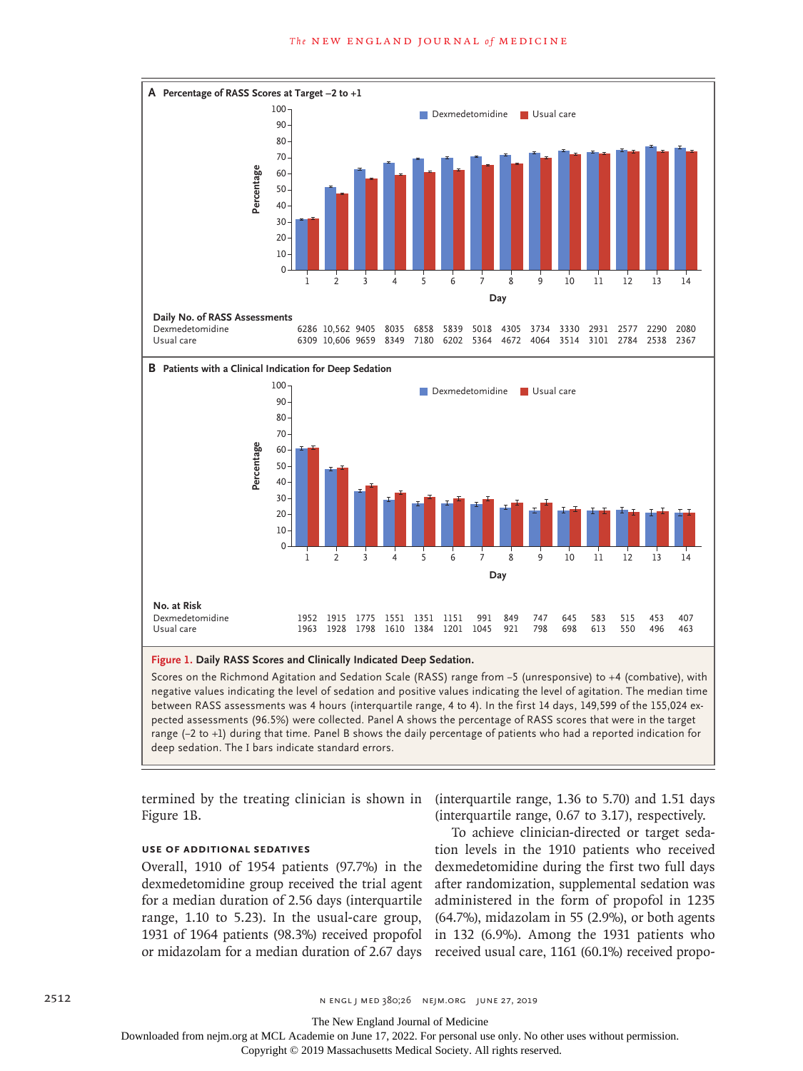**A Percentage of RASS Scores at Target –2 to +1**

Dexmedetomidine Usual care

Percentage

100
90
80
70
60
50
40
30
20
10
0

Day

1 2 3 4 5 6 7 8 9 10 11 12 13 14

**Daily No. of RASS Assessments**

Dexmedetomidine 6286 10,562 9405 8035 6858 5839 5018 4305 3734 3330 2931 2577 2290 2080

Usual care 6309 10,606 9659 8349 7180 6202 5364 4672 4064 3514 3101 2784 2538 2367

**B Patients with a Clinical Indication for Deep Sedation**

Dexmedetomidine Usual care

Percentage

100
90
80
70
60
50
40
30
20
10
0

Day

1 2 3 4 5 6 7 8 9 10 11 12 13 14

**No. at Risk**

Dexmedetomidine 1952 1915 1775 1551 1351 1151 991 849 747 645 583 515 453 407

Usual care 1963 1928 1798 1610 1384 1201 1045 921 798 698 613 550 496 463

**Figure 1. Daily RASS Scores and Clinically Indicated Deep Sedation.**

Scores on the Richmond Agitation and Sedation Scale (RASS) range from −5 (unresponsive) to +4 (combative), with negative values indicating the level of sedation and positive values indicating the level of agitation. The median time between RASS assessments was 4 hours (interquartile range, 4 to 4). In the first 14 days, 149,599 of the 155,024 expected assessments (96.5%) were collected. Panel A shows the percentage of RASS scores that were in the target range (−2 to +1) during that time. Panel B shows the daily percentage of patients who had a reported indication for deep sedation. The I bars indicate standard errors.

termined by the treating clinician is shown in Figure 1B.

### USE OF ADDITIONAL SEDATIVES

Overall, 1910 of 1954 patients (97.7%) in the dexmedetomidine group received the trial agent for a median duration of 2.56 days (interquartile range, 1.10 to 5.23). In the usual-care group, 1931 of 1964 patients (98.3%) received propofol or midazolam for a median duration of 2.67 days (interquartile range, 1.36 to 5.70) and 1.51 days (interquartile range, 0.67 to 3.17), respectively.

To achieve clinician-directed or target sedation levels in the 1910 patients who received dexmedetomidine during the first two full days after randomization, supplemental sedation was administered in the form of propofol in 1235 (64.7%), midazolam in 55 (2.9%), or both agents in 132 (6.9%). Among the 1931 patients who received usual care, 1161 (60.1%) received propo-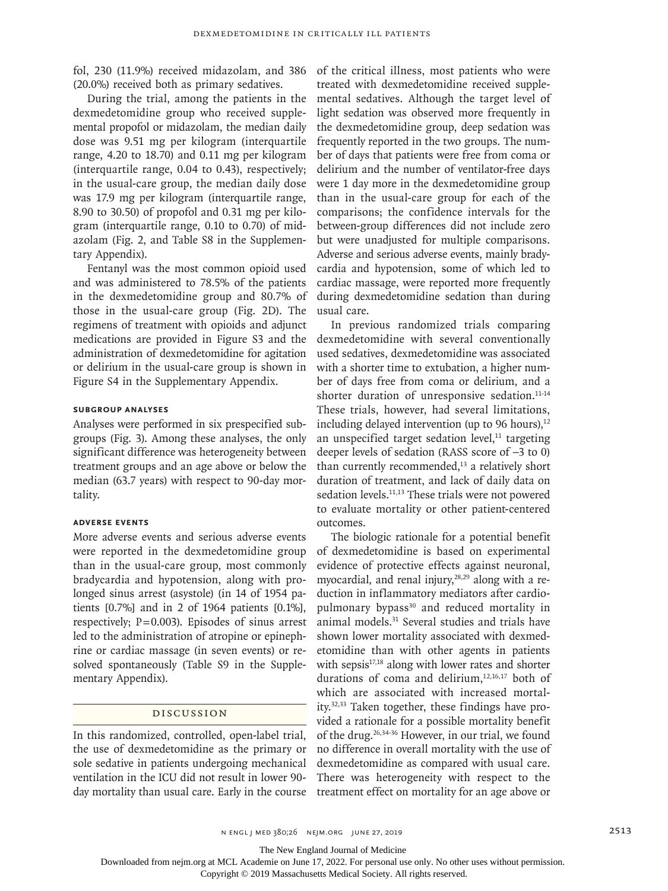fol, 230 (11.9%) received midazolam, and 386 (20.0%) received both as primary sedatives.

During the trial, among the patients in the dexmedetomidine group who received supplemental propofol or midazolam, the median daily dose was 9.51 mg per kilogram (interquartile range, 4.20 to 18.70) and 0.11 mg per kilogram (interquartile range, 0.04 to 0.43), respectively; in the usual-care group, the median daily dose was 17.9 mg per kilogram (interquartile range, 8.90 to 30.50) of propofol and 0.31 mg per kilogram (interquartile range, 0.10 to 0.70) of midazolam (Fig. 2, and Table S8 in the Supplementary Appendix).

Fentanyl was the most common opioid used and was administered to 78.5% of the patients in the dexmedetomidine group and 80.7% of those in the usual-care group (Fig. 2D). The regimens of treatment with opioids and adjunct medications are provided in Figure S3 and the administration of dexmedetomidine for agitation or delirium in the usual-care group is shown in Figure S4 in the Supplementary Appendix.

### SUBGROUP ANALYSES

Analyses were performed in six prespecified subgroups (Fig. 3). Among these analyses, the only significant difference was heterogeneity between treatment groups and an age above or below the median (63.7 years) with respect to 90-day mortality.

### ADVERSE EVENTS

More adverse events and serious adverse events were reported in the dexmedetomidine group than in the usual-care group, most commonly bradycardia and hypotension, along with prolonged sinus arrest (asystole) (in 14 of 1954 patients [0.7%] and in 2 of 1964 patients [0.1%], respectively; P=0.003). Episodes of sinus arrest led to the administration of atropine or epinephrine or cardiac massage (in seven events) or resolved spontaneously (Table S9 in the Supplementary Appendix).

## DISCUSSION

In this randomized, controlled, open-label trial, the use of dexmedetomidine as the primary or sole sedative in patients undergoing mechanical ventilation in the ICU did not result in lower 90-day mortality than usual care. Early in the course of the critical illness, most patients who were treated with dexmedetomidine received supplemental sedatives. Although the target level of light sedation was observed more frequently in the dexmedetomidine group, deep sedation was frequently reported in the two groups. The number of days that patients were free from coma or delirium and the number of ventilator-free days were 1 day more in the dexmedetomidine group than in the usual-care group for each of the comparisons; the confidence intervals for the between-group differences did not include zero but were unadjusted for multiple comparisons. Adverse and serious adverse events, mainly bradycardia and hypotension, some of which led to cardiac massage, were reported more frequently during dexmedetomidine sedation than during usual care.

In previous randomized trials comparing dexmedetomidine with several conventionally used sedatives, dexmedetomidine was associated with a shorter time to extubation, a higher number of days free from coma or delirium, and a shorter duration of unresponsive sedation.[11-14] These trials, however, had several limitations, including delayed intervention (up to 96 hours),[12] an unspecified target sedation level,[11] targeting deeper levels of sedation (RASS score of −3 to 0) than currently recommended,[13] a relatively short duration of treatment, and lack of daily data on sedation levels.[11,13] These trials were not powered to evaluate mortality or other patient-centered outcomes.

The biologic rationale for a potential benefit of dexmedetomidine is based on experimental evidence of protective effects against neuronal, myocardial, and renal injury,[28,29] along with a reduction in inflammatory mediators after cardiopulmonary bypass[30] and reduced mortality in animal models.[31] Several studies and trials have shown lower mortality associated with dexmedetomidine than with other agents in patients with sepsis[17,18] along with lower rates and shorter durations of coma and delirium,[12,16,17] both of which are associated with increased mortality.[32,33] Taken together, these findings have provided a rationale for a possible mortality benefit of the drug.[26,34-36] However, in our trial, we found no difference in overall mortality with the use of dexmedetomidine as compared with usual care. There was heterogeneity with respect to the treatment effect on mortality for an age above or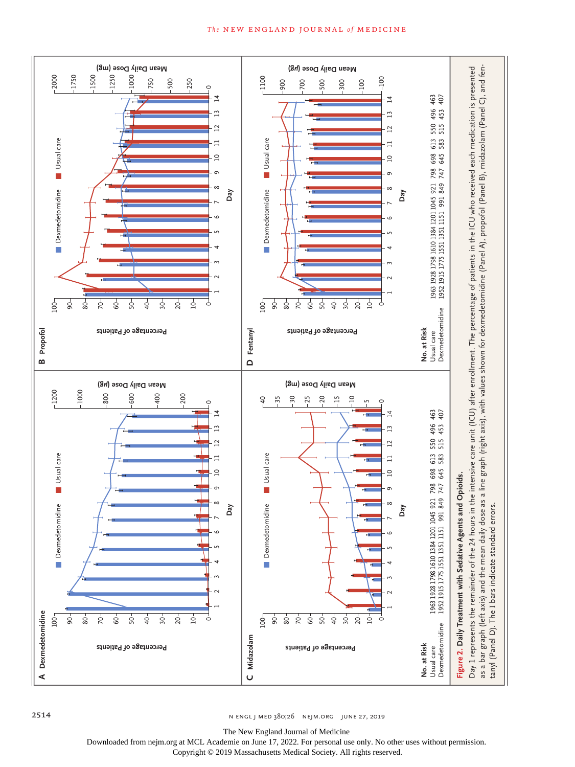A Dexmedetomidine

Dexmedetomidine Usual care

Percentage of Patients

100 90 80 70 60 50 40 30 20 10 0

Mean Daily Dose (μg)

1200 1000 800 600 400 200 0

Day

1 2 3 4 5 6 7 8 9 10 11 12 13 14

B Propofol

Dexmedetomidine Usual care

Percentage of Patients

100 90 80 70 60 50 40 30 20 10 0

Mean Daily Dose (mg)

2000 1750 1500 1250 1000 750 500 250 0

Day

1 2 3 4 5 6 7 8 9 10 11 12 13 14

C Midazolam

Dexmedetomidine Usual care

Percentage of Patients

100 90 80 70 60 50 40 30 20 10 0

Mean Daily Dose (mg)

40 35 30 25 20 15 10 5 0

Day

1 2 3 4 5 6 7 8 9 10 11 12 13 14

No. at Risk

Usual care 1963 1928 1798 1610 1384 1201 1045 921 798 698 613 550 496 463

Dexmedetomidine 1952 1915 1775 1551 1351 1151 991 849 747 645 583 515 453 407

D Fentanyl

Dexmedetomidine Usual care

Percentage of Patients

100 90 80 70 60 50 40 30 20 10 0

Mean Daily Dose (μg)

1100 900 700 500 300 100 −100

Day

1 2 3 4 5 6 7 8 9 10 11 12 13 14

No. at Risk

Usual care 1963 1928 1798 1610 1384 1201 1045 921 798 698 613 550 496 463

Dexmedetomidine 1952 1915 1775 1551 1351 1151 991 849 747 645 583 515 453 407

**Figure 2. Daily Treatment with Sedative Agents and Opioids.**

Day 1 represents the remainder of the 24 hours in the intensive care unit (ICU) after enrollment. The percentage of patients in the ICU who received each medication is presented as a bar graph (left axis) and the mean daily dose as a line graph (right axis), with values shown for dexmedetomidine (Panel A), propofol (Panel B), midazolam (Panel C), and fentanyl (Panel D). The I bars indicate standard errors.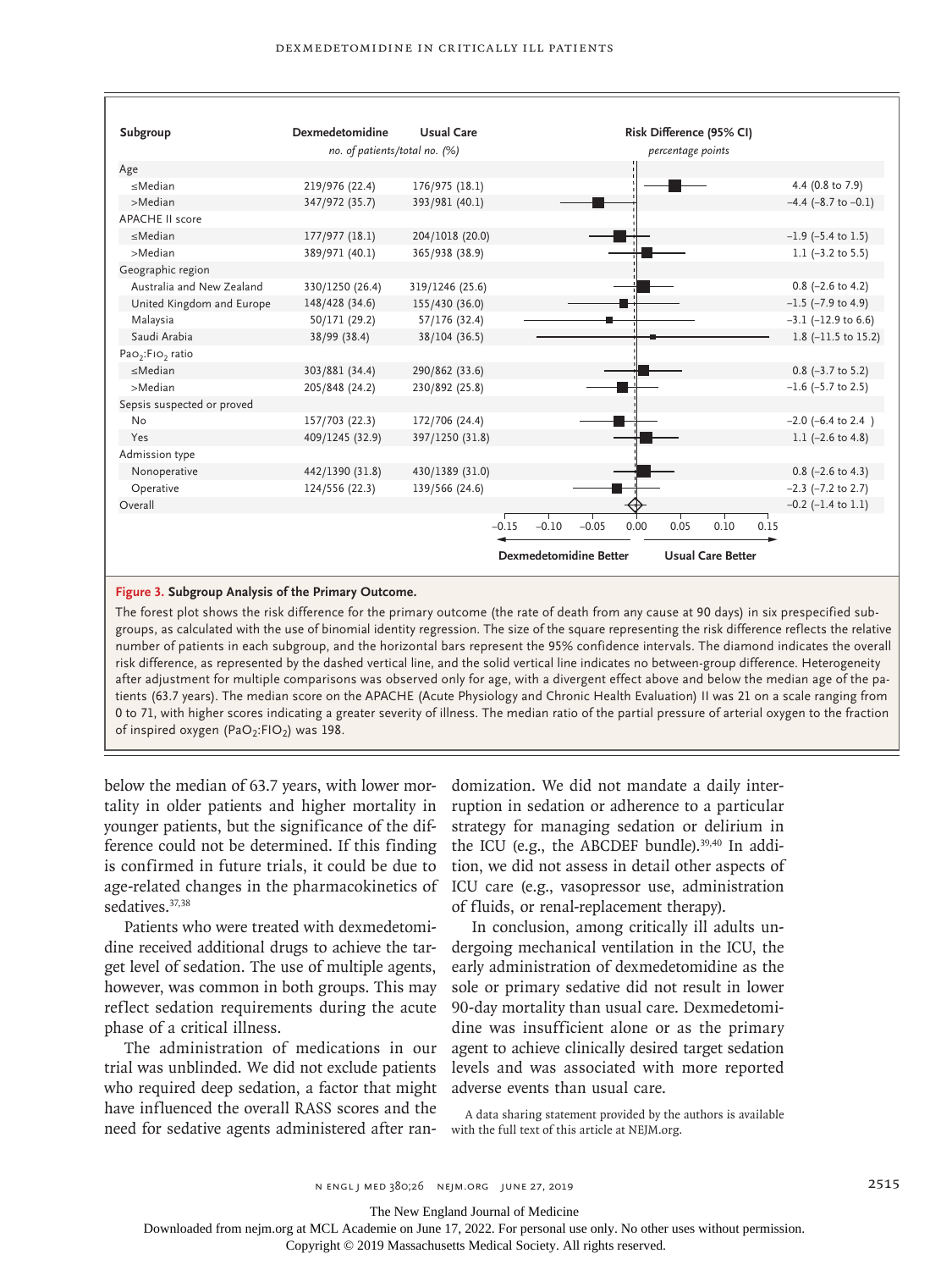Subgroup | Dexmedetomidine | Usual Care | Risk Difference (95% CI)

no. of patients/total no. (%) | percentage points

Age
≤Median 219/976 (22.4) 176/975 (18.1) 4.4 (0.8 to 7.9)
>Median 347/972 (35.7) 393/981 (40.1) −4.4 (−8.7 to −0.1)
APACHE II score
≤Median 177/977 (18.1) 204/1018 (20.0) −1.9 (−5.4 to 1.5)
>Median 389/971 (40.1) 365/938 (38.9) 1.1 (−3.2 to 5.5)
Geographic region
Australia and New Zealand 330/1250 (26.4) 319/1246 (25.6) 0.8 (−2.6 to 4.2)
United Kingdom and Europe 148/428 (34.6) 155/430 (36.0) −1.5 (−7.9 to 4.9)
Malaysia 50/171 (29.2) 57/176 (32.4) −3.1 (−12.9 to 6.6)
Saudi Arabia 38/99 (38.4) 38/104 (36.5) 1.8 (−11.5 to 15.2)
$PaO_2$:$FIO_2$ ratio
≤Median 303/881 (34.4) 290/862 (33.6) 0.8 (−3.7 to 5.2)
>Median 205/848 (24.2) 230/892 (25.8) −1.6 (−5.7 to 2.5)
Sepsis suspected or proved
No 157/703 (22.3) 172/706 (24.4) −2.0 (−6.4 to 2.4 )
Yes 409/1245 (32.9) 397/1250 (31.8) 1.1 (−2.6 to 4.8)
Admission type
Nonoperative 442/1390 (31.8) 430/1389 (31.0) 0.8 (−2.6 to 4.3)
Operative 124/556 (22.3) 139/566 (24.6) −2.3 (−7.2 to 2.7)
Overall −0.2 (−1.4 to 1.1)

−0.15 −0.10 −0.05 0.00 0.05 0.10 0.15

Dexmedetomidine Better | Usual Care Better

**Figure 3. Subgroup Analysis of the Primary Outcome.**

The forest plot shows the risk difference for the primary outcome (the rate of death from any cause at 90 days) in six prespecified subgroups, as calculated with the use of binomial identity regression. The size of the square representing the risk difference reflects the relative number of patients in each subgroup, and the horizontal bars represent the 95% confidence intervals. The diamond indicates the overall risk difference, as represented by the dashed vertical line, and the solid vertical line indicates no between-group difference. Heterogeneity after adjustment for multiple comparisons was observed only for age, with a divergent effect above and below the median age of the patients (63.7 years). The median score on the APACHE (Acute Physiology and Chronic Health Evaluation) II was 21 on a scale ranging from 0 to 71, with higher scores indicating a greater severity of illness. The median ratio of the partial pressure of arterial oxygen to the fraction of inspired oxygen ($PaO_2$:$FIO_2$) was 198.

below the median of 63.7 years, with lower mortality in older patients and higher mortality in younger patients, but the significance of the difference could not be determined. If this finding is confirmed in future trials, it could be due to age-related changes in the pharmacokinetics of sedatives.[37,38]

Patients who were treated with dexmedetomidine received additional drugs to achieve the target level of sedation. The use of multiple agents, however, was common in both groups. This may reflect sedation requirements during the acute phase of a critical illness.

The administration of medications in our trial was unblinded. We did not exclude patients who required deep sedation, a factor that might have influenced the overall RASS scores and the need for sedative agents administered after randomization. We did not mandate a daily interruption in sedation or adherence to a particular strategy for managing sedation or delirium in the ICU (e.g., the ABCDEF bundle).[39,40] In addition, we did not assess in detail other aspects of ICU care (e.g., vasopressor use, administration of fluids, or renal-replacement therapy).

In conclusion, among critically ill adults undergoing mechanical ventilation in the ICU, the early administration of dexmedetomidine as the sole or primary sedative did not result in lower 90-day mortality than usual care. Dexmedetomidine was insufficient alone or as the primary agent to achieve clinically desired target sedation levels and was associated with more reported adverse events than usual care.

A data sharing statement provided by the authors is available with the full text of this article at NEJM.org.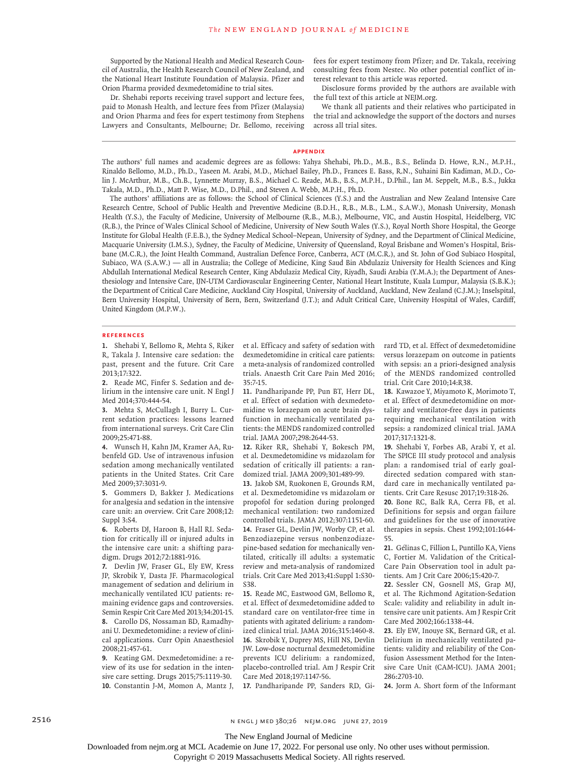Supported by the National Health and Medical Research Council of Australia, the Health Research Council of New Zealand, and the National Heart Institute Foundation of Malaysia. Pfizer and Orion Pharma provided dexmedetomidine to trial sites.

Dr. Shehabi reports receiving travel support and lecture fees, paid to Monash Health, and lecture fees from Pfizer (Malaysia) and Orion Pharma and fees for expert testimony from Stephens Lawyers and Consultants, Melbourne; Dr. Bellomo, receiving fees for expert testimony from Pfizer; and Dr. Takala, receiving consulting fees from Nestec. No other potential conflict of interest relevant to this article was reported.

Disclosure forms provided by the authors are available with the full text of this article at NEJM.org.

We thank all patients and their relatives who participated in the trial and acknowledge the support of the doctors and nurses across all trial sites.

## APPENDIX

The authors' full names and academic degrees are as follows: Yahya Shehabi, Ph.D., M.B., B.S., Belinda D. Howe, R.N., M.P.H., Rinaldo Bellomo, M.D., Ph.D., Yaseen M. Arabi, M.D., Michael Bailey, Ph.D., Frances E. Bass, R.N., Suhaini Bin Kadiman, M.D., Colin J. McArthur, M.B., Ch.B., Lynnette Murray, B.S., Michael C. Reade, M.B., B.S., M.P.H., D.Phil., Ian M. Seppelt, M.B., B.S., Jukka Takala, M.D., Ph.D., Matt P. Wise, M.D., D.Phil., and Steven A. Webb, M.P.H., Ph.D.

The authors' affiliations are as follows: the School of Clinical Sciences (Y.S.) and the Australian and New Zealand Intensive Care Research Centre, School of Public Health and Preventive Medicine (B.D.H., R.B., M.B., L.M., S.A.W.), Monash University, Monash Health (Y.S.), the Faculty of Medicine, University of Melbourne (R.B., M.B.), Melbourne, VIC, and Austin Hospital, Heidelberg, VIC (R.B.), the Prince of Wales Clinical School of Medicine, University of New South Wales (Y.S.), Royal North Shore Hospital, the George Institute for Global Health (F.E.B.), the Sydney Medical School–Nepean, University of Sydney, and the Department of Clinical Medicine, Macquarie University (I.M.S.), Sydney, the Faculty of Medicine, University of Queensland, Royal Brisbane and Women's Hospital, Brisbane (M.C.R.), the Joint Health Command, Australian Defence Force, Canberra, ACT (M.C.R.), and St. John of God Subiaco Hospital, Subiaco, WA (S.A.W.) — all in Australia; the College of Medicine, King Saud Bin Abdulaziz University for Health Sciences and King Abdullah International Medical Research Center, King Abdulaziz Medical City, Riyadh, Saudi Arabia (Y.M.A.); the Department of Anesthesiology and Intensive Care, IJN-UTM Cardiovascular Engineering Center, National Heart Institute, Kuala Lumpur, Malaysia (S.B.K.); the Department of Critical Care Medicine, Auckland City Hospital, University of Auckland, Auckland, New Zealand (C.J.M.); Inselspital, Bern University Hospital, University of Bern, Bern, Switzerland (J.T.); and Adult Critical Care, University Hospital of Wales, Cardiff, United Kingdom (M.P.W.).

## REFERENCES

1. Shehabi Y, Bellomo R, Mehta S, Riker R, Takala J. Intensive care sedation: the past, present and the future. Crit Care 2013;17:322.
2. Reade MC, Finfer S. Sedation and delirium in the intensive care unit. N Engl J Med 2014;370:444-54.
3. Mehta S, McCullagh I, Burry L. Current sedation practices: lessons learned from international surveys. Crit Care Clin 2009;25:471-88.
4. Wunsch H, Kahn JM, Kramer AA, Rubenfeld GD. Use of intravenous infusion sedation among mechanically ventilated patients in the United States. Crit Care Med 2009;37:3031-9.
5. Gommers D, Bakker J. Medications for analgesia and sedation in the intensive care unit: an overview. Crit Care 2008;12:Suppl 3:S4.
6. Roberts DJ, Haroon B, Hall RI. Sedation for critically ill or injured adults in the intensive care unit: a shifting paradigm. Drugs 2012;72:1881-916.
7. Devlin JW, Fraser GL, Ely EW, Kress JP, Skrobik Y, Dasta JF. Pharmacological management of sedation and delirium in mechanically ventilated ICU patients: remaining evidence gaps and controversies. Semin Respir Crit Care Med 2013;34:201-15.
8. Carollo DS, Nossaman BD, Ramadhyani U. Dexmedetomidine: a review of clinical applications. Curr Opin Anaesthesiol 2008;21:457-61.
9. Keating GM. Dexmedetomidine: a review of its use for sedation in the intensive care setting. Drugs 2015;75:1119-30.
10. Constantin J-M, Momon A, Mantz J, et al. Efficacy and safety of sedation with dexmedetomidine in critical care patients: a meta-analysis of randomized controlled trials. Anaesth Crit Care Pain Med 2016;35:7-15.
11. Pandharipande PP, Pun BT, Herr DL, et al. Effect of sedation with dexmedetomidine vs lorazepam on acute brain dysfunction in mechanically ventilated patients: the MENDS randomized controlled trial. JAMA 2007;298:2644-53.
12. Riker RR, Shehabi Y, Bokesch PM, et al. Dexmedetomidine vs midazolam for sedation of critically ill patients: a randomized trial. JAMA 2009;301:489-99.
13. Jakob SM, Ruokonen E, Grounds RM, et al. Dexmedetomidine vs midazolam or propofol for sedation during prolonged mechanical ventilation: two randomized controlled trials. JAMA 2012;307:1151-60.
14. Fraser GL, Devlin JW, Worby CP, et al. Benzodiazepine versus nonbenzodiazepine-based sedation for mechanically ventilated, critically ill adults: a systematic review and meta-analysis of randomized trials. Crit Care Med 2013;41:Suppl 1:S30-S38.
15. Reade MC, Eastwood GM, Bellomo R, et al. Effect of dexmedetomidine added to standard care on ventilator-free time in patients with agitated delirium: a randomized clinical trial. JAMA 2016;315:1460-8.
16. Skrobik Y, Duprey MS, Hill NS, Devlin JW. Low-dose nocturnal dexmedetomidine prevents ICU delirium: a randomized, placebo-controlled trial. Am J Respir Crit Care Med 2018;197:1147-56.
17. Pandharipande PP, Sanders RD, Girard TD, et al. Effect of dexmedetomidine versus lorazepam on outcome in patients with sepsis: an a priori-designed analysis of the MENDS randomized controlled trial. Crit Care 2010;14:R38.
18. Kawazoe Y, Miyamoto K, Morimoto T, et al. Effect of dexmedetomidine on mortality and ventilator-free days in patients requiring mechanical ventilation with sepsis: a randomized clinical trial. JAMA 2017;317:1321-8.
19. Shehabi Y, Forbes AB, Arabi Y, et al. The SPICE III study protocol and analysis plan: a randomised trial of early goal-directed sedation compared with standard care in mechanically ventilated patients. Crit Care Resusc 2017;19:318-26.
20. Bone RC, Balk RA, Cerra FB, et al. Definitions for sepsis and organ failure and guidelines for the use of innovative therapies in sepsis. Chest 1992;101:1644-55.
21. Gélinas C, Fillion L, Puntillo KA, Viens C, Fortier M. Validation of the Critical-Care Pain Observation tool in adult patients. Am J Crit Care 2006;15:420-7.
22. Sessler CN, Gosnell MS, Grap MJ, et al. The Richmond Agitation-Sedation Scale: validity and reliability in adult intensive care unit patients. Am J Respir Crit Care Med 2002;166:1338-44.
23. Ely EW, Inouye SK, Bernard GR, et al. Delirium in mechanically ventilated patients: validity and reliability of the Confusion Assessment Method for the Intensive Care Unit (CAM-ICU). JAMA 2001;286:2703-10.
24. Jorm A. Short form of the Informant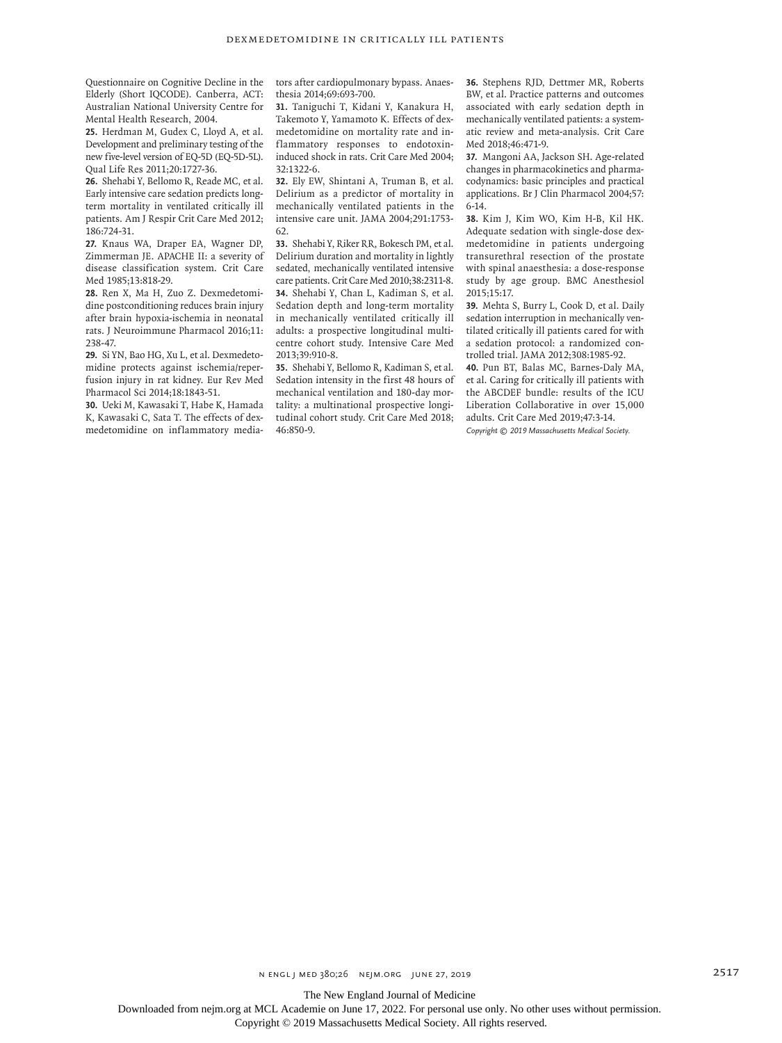Questionnaire on Cognitive Decline in the Elderly (Short IQCODE). Canberra, ACT: Australian National University Centre for Mental Health Research, 2004.

**25.** Herdman M, Gudex C, Lloyd A, et al. Development and preliminary testing of the new five-level version of EQ-5D (EQ-5D-5L). Qual Life Res 2011;20:1727-36.

**26.** Shehabi Y, Bellomo R, Reade MC, et al. Early intensive care sedation predicts long-term mortality in ventilated critically ill patients. Am J Respir Crit Care Med 2012; 186:724-31.

**27.** Knaus WA, Draper EA, Wagner DP, Zimmerman JE. APACHE II: a severity of disease classification system. Crit Care Med 1985;13:818-29.

**28.** Ren X, Ma H, Zuo Z. Dexmedetomidine postconditioning reduces brain injury after brain hypoxia-ischemia in neonatal rats. J Neuroimmune Pharmacol 2016;11: 238-47.

**29.** Si YN, Bao HG, Xu L, et al. Dexmedetomidine protects against ischemia/reperfusion injury in rat kidney. Eur Rev Med Pharmacol Sci 2014;18:1843-51.

**30.** Ueki M, Kawasaki T, Habe K, Hamada K, Kawasaki C, Sata T. The effects of dexmedetomidine on inflammatory mediators after cardiopulmonary bypass. Anaesthesia 2014;69:693-700.

**31.** Taniguchi T, Kidani Y, Kanakura H, Takemoto Y, Yamamoto K. Effects of dexmedetomidine on mortality rate and inflammatory responses to endotoxin-induced shock in rats. Crit Care Med 2004; 32:1322-6.

**32.** Ely EW, Shintani A, Truman B, et al. Delirium as a predictor of mortality in mechanically ventilated patients in the intensive care unit. JAMA 2004;291:1753-62.

**33.** Shehabi Y, Riker RR, Bokesch PM, et al. Delirium duration and mortality in lightly sedated, mechanically ventilated intensive care patients. Crit Care Med 2010;38:2311-8.

**34.** Shehabi Y, Chan L, Kadiman S, et al. Sedation depth and long-term mortality in mechanically ventilated critically ill adults: a prospective longitudinal multicentre cohort study. Intensive Care Med 2013;39:910-8.

**35.** Shehabi Y, Bellomo R, Kadiman S, et al. Sedation intensity in the first 48 hours of mechanical ventilation and 180-day mortality: a multinational prospective longitudinal cohort study. Crit Care Med 2018; 46:850-9.

**36.** Stephens RJD, Dettmer MR, Roberts BW, et al. Practice patterns and outcomes associated with early sedation depth in mechanically ventilated patients: a systematic review and meta-analysis. Crit Care Med 2018;46:471-9.

**37.** Mangoni AA, Jackson SH. Age-related changes in pharmacokinetics and pharmacodynamics: basic principles and practical applications. Br J Clin Pharmacol 2004;57: 6-14.

**38.** Kim J, Kim WO, Kim H-B, Kil HK. Adequate sedation with single-dose dexmedetomidine in patients undergoing transurethral resection of the prostate with spinal anaesthesia: a dose-response study by age group. BMC Anesthesiol 2015;15:17.

**39.** Mehta S, Burry L, Cook D, et al. Daily sedation interruption in mechanically ventilated critically ill patients cared for with a sedation protocol: a randomized controlled trial. JAMA 2012;308:1985-92.

**40.** Pun BT, Balas MC, Barnes-Daly MA, et al. Caring for critically ill patients with the ABCDEF bundle: results of the ICU Liberation Collaborative in over 15,000 adults. Crit Care Med 2019;47:3-14.

*Copyright © 2019 Massachusetts Medical Society.*